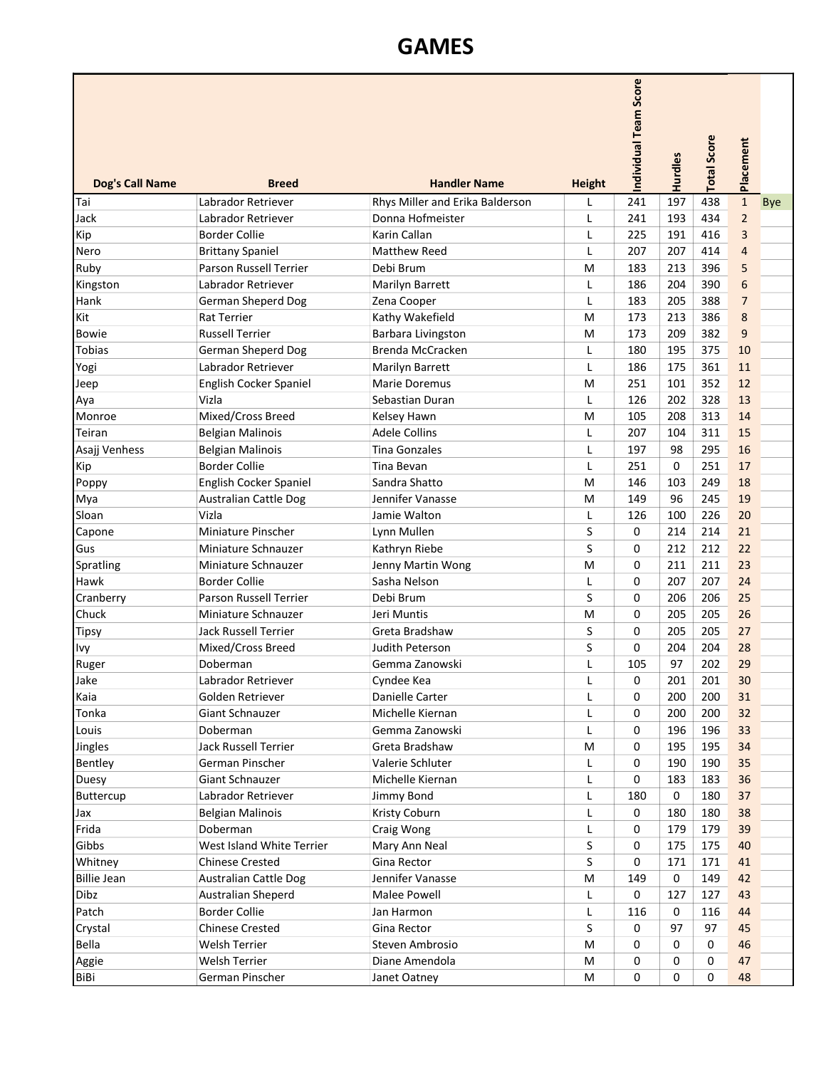# GAMES

| Dog's Call Name | Breed | Handler Name | Height | Individual Team Score | Hurdles | Total Score | Placement | |
|---|---|---|---|---|---|---|---|---|
| Tai | Labrador Retriever | Rhys Miller and Erika Balderson | L | 241 | 197 | 438 | 1 | Bye |
| Jack | Labrador Retriever | Donna Hofmeister | L | 241 | 193 | 434 | 2 | |
| Kip | Border Collie | Karin Callan | L | 225 | 191 | 416 | 3 | |
| Nero | Brittany Spaniel | Matthew Reed | L | 207 | 207 | 414 | 4 | |
| Ruby | Parson Russell Terrier | Debi Brum | M | 183 | 213 | 396 | 5 | |
| Kingston | Labrador Retriever | Marilyn Barrett | L | 186 | 204 | 390 | 6 | |
| Hank | German Sheperd Dog | Zena Cooper | L | 183 | 205 | 388 | 7 | |
| Kit | Rat Terrier | Kathy Wakefield | M | 173 | 213 | 386 | 8 | |
| Bowie | Russell Terrier | Barbara Livingston | M | 173 | 209 | 382 | 9 | |
| Tobias | German Sheperd Dog | Brenda McCracken | L | 180 | 195 | 375 | 10 | |
| Yogi | Labrador Retriever | Marilyn Barrett | L | 186 | 175 | 361 | 11 | |
| Jeep | English Cocker Spaniel | Marie Doremus | M | 251 | 101 | 352 | 12 | |
| Aya | Vizla | Sebastian Duran | L | 126 | 202 | 328 | 13 | |
| Monroe | Mixed/Cross Breed | Kelsey Hawn | M | 105 | 208 | 313 | 14 | |
| Teiran | Belgian Malinois | Adele Collins | L | 207 | 104 | 311 | 15 | |
| Asajj Venhess | Belgian Malinois | Tina Gonzales | L | 197 | 98 | 295 | 16 | |
| Kip | Border Collie | Tina Bevan | L | 251 | 0 | 251 | 17 | |
| Poppy | English Cocker Spaniel | Sandra Shatto | M | 146 | 103 | 249 | 18 | |
| Mya | Australian Cattle Dog | Jennifer Vanasse | M | 149 | 96 | 245 | 19 | |
| Sloan | Vizla | Jamie Walton | L | 126 | 100 | 226 | 20 | |
| Capone | Miniature Pinscher | Lynn Mullen | S | 0 | 214 | 214 | 21 | |
| Gus | Miniature Schnauzer | Kathryn Riebe | S | 0 | 212 | 212 | 22 | |
| Spratling | Miniature Schnauzer | Jenny Martin Wong | M | 0 | 211 | 211 | 23 | |
| Hawk | Border Collie | Sasha Nelson | L | 0 | 207 | 207 | 24 | |
| Cranberry | Parson Russell Terrier | Debi Brum | S | 0 | 206 | 206 | 25 | |
| Chuck | Miniature Schnauzer | Jeri Muntis | M | 0 | 205 | 205 | 26 | |
| Tipsy | Jack Russell Terrier | Greta Bradshaw | S | 0 | 205 | 205 | 27 | |
| Ivy | Mixed/Cross Breed | Judith Peterson | S | 0 | 204 | 204 | 28 | |
| Ruger | Doberman | Gemma Zanowski | L | 105 | 97 | 202 | 29 | |
| Jake | Labrador Retriever | Cyndee Kea | L | 0 | 201 | 201 | 30 | |
| Kaia | Golden Retriever | Danielle Carter | L | 0 | 200 | 200 | 31 | |
| Tonka | Giant Schnauzer | Michelle Kiernan | L | 0 | 200 | 200 | 32 | |
| Louis | Doberman | Gemma Zanowski | L | 0 | 196 | 196 | 33 | |
| Jingles | Jack Russell Terrier | Greta Bradshaw | M | 0 | 195 | 195 | 34 | |
| Bentley | German Pinscher | Valerie Schluter | L | 0 | 190 | 190 | 35 | |
| Duesy | Giant Schnauzer | Michelle Kiernan | L | 0 | 183 | 183 | 36 | |
| Buttercup | Labrador Retriever | Jimmy Bond | L | 180 | 0 | 180 | 37 | |
| Jax | Belgian Malinois | Kristy Coburn | L | 0 | 180 | 180 | 38 | |
| Frida | Doberman | Craig Wong | L | 0 | 179 | 179 | 39 | |
| Gibbs | West Island White Terrier | Mary Ann Neal | S | 0 | 175 | 175 | 40 | |
| Whitney | Chinese Crested | Gina Rector | S | 0 | 171 | 171 | 41 | |
| Billie Jean | Australian Cattle Dog | Jennifer Vanasse | M | 149 | 0 | 149 | 42 | |
| Dibz | Australian Sheperd | Malee Powell | L | 0 | 127 | 127 | 43 | |
| Patch | Border Collie | Jan Harmon | L | 116 | 0 | 116 | 44 | |
| Crystal | Chinese Crested | Gina Rector | S | 0 | 97 | 97 | 45 | |
| Bella | Welsh Terrier | Steven Ambrosio | M | 0 | 0 | 0 | 46 | |
| Aggie | Welsh Terrier | Diane Amendola | M | 0 | 0 | 0 | 47 | |
| BiBi | German Pinscher | Janet Oatney | M | 0 | 0 | 0 | 48 | |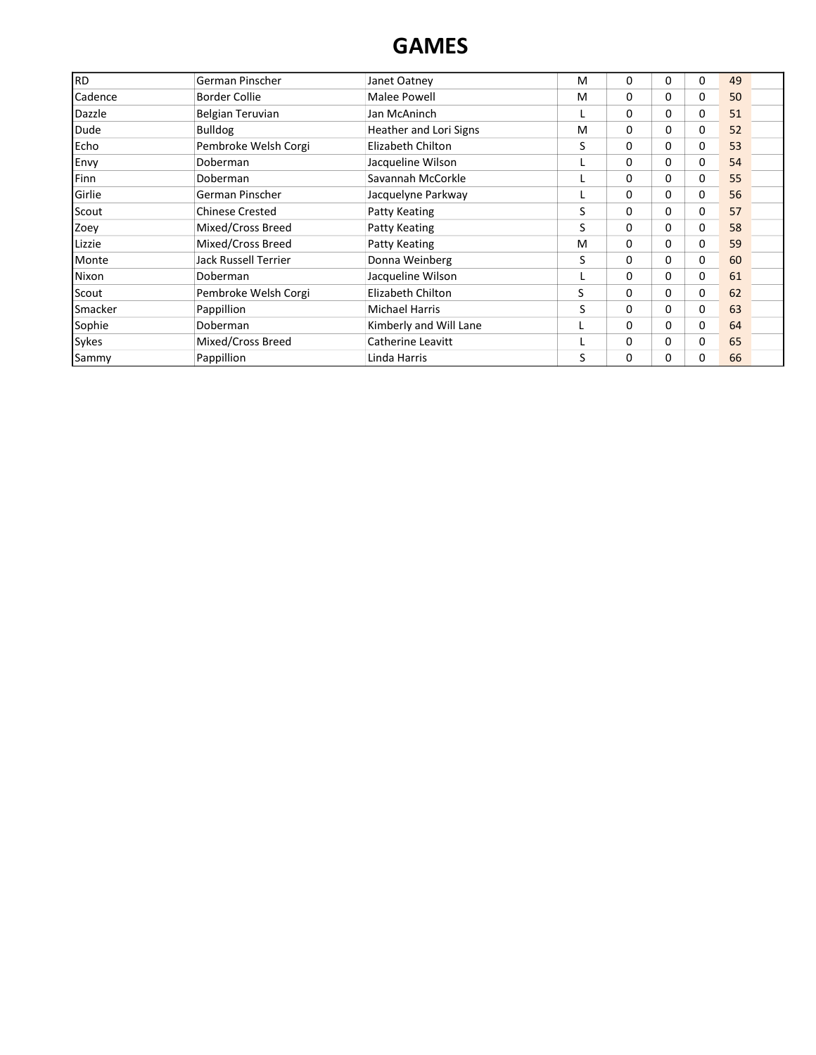# GAMES

| | | | | | | | | |
|---|---|---|---|---|---|---|---|---|
| RD | German Pinscher | Janet Oatney | M | 0 | 0 | 0 | 49 | |
| Cadence | Border Collie | Malee Powell | M | 0 | 0 | 0 | 50 | |
| Dazzle | Belgian Teruvian | Jan McAninch | L | 0 | 0 | 0 | 51 | |
| Dude | Bulldog | Heather and Lori Signs | M | 0 | 0 | 0 | 52 | |
| Echo | Pembroke Welsh Corgi | Elizabeth Chilton | S | 0 | 0 | 0 | 53 | |
| Envy | Doberman | Jacqueline Wilson | L | 0 | 0 | 0 | 54 | |
| Finn | Doberman | Savannah McCorkle | L | 0 | 0 | 0 | 55 | |
| Girlie | German Pinscher | Jacquelyne Parkway | L | 0 | 0 | 0 | 56 | |
| Scout | Chinese Crested | Patty Keating | S | 0 | 0 | 0 | 57 | |
| Zoey | Mixed/Cross Breed | Patty Keating | S | 0 | 0 | 0 | 58 | |
| Lizzie | Mixed/Cross Breed | Patty Keating | M | 0 | 0 | 0 | 59 | |
| Monte | Jack Russell Terrier | Donna Weinberg | S | 0 | 0 | 0 | 60 | |
| Nixon | Doberman | Jacqueline Wilson | L | 0 | 0 | 0 | 61 | |
| Scout | Pembroke Welsh Corgi | Elizabeth Chilton | S | 0 | 0 | 0 | 62 | |
| Smacker | Pappillion | Michael Harris | S | 0 | 0 | 0 | 63 | |
| Sophie | Doberman | Kimberly and Will Lane | L | 0 | 0 | 0 | 64 | |
| Sykes | Mixed/Cross Breed | Catherine Leavitt | L | 0 | 0 | 0 | 65 | |
| Sammy | Pappillion | Linda Harris | S | 0 | 0 | 0 | 66 | |